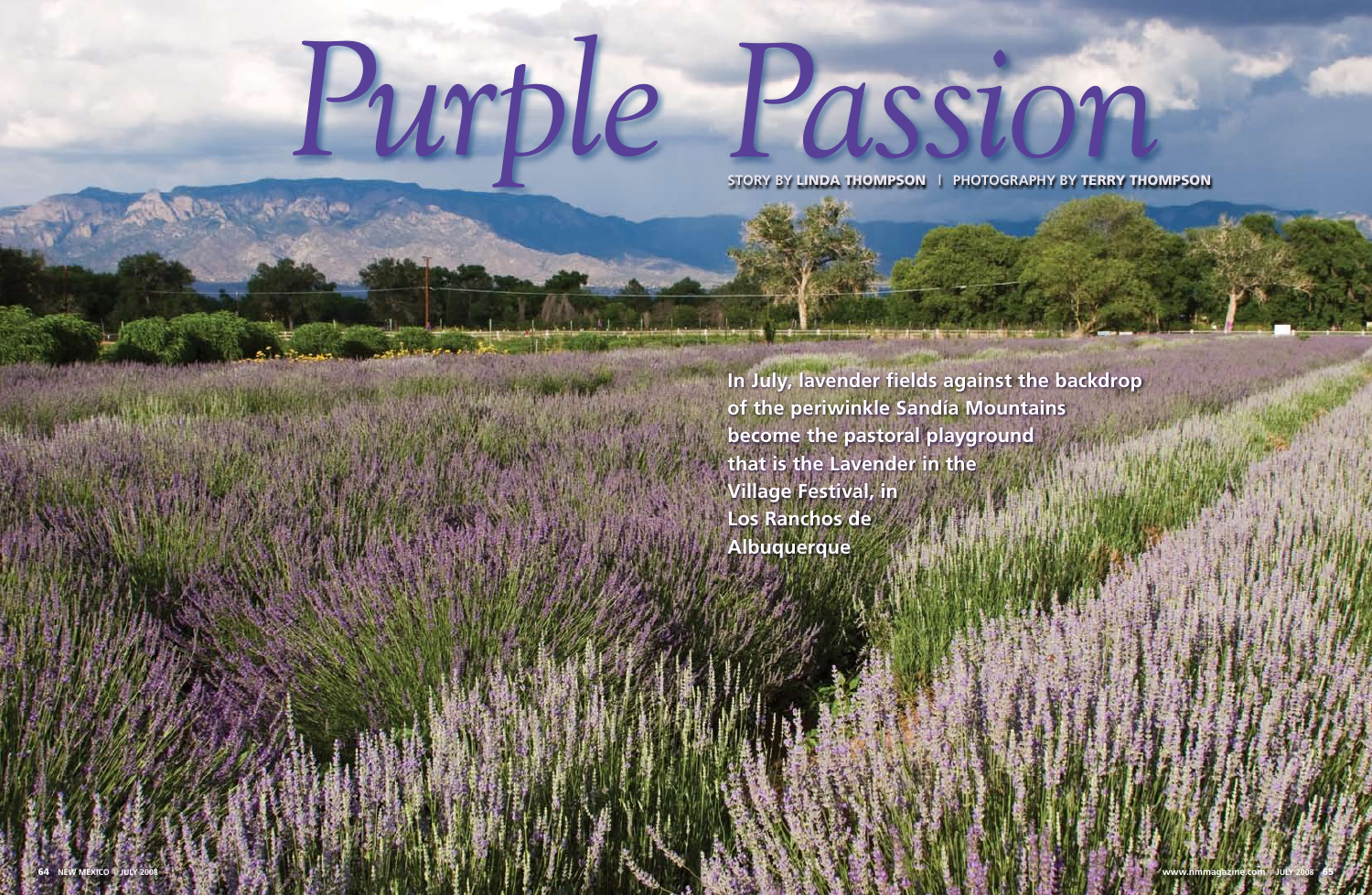# *Purple Passion*

STORY BY **LINDA THOMPSON** | PHOTOGRAPHY BY **TERRY THOMPSON**

**In July, lavender fields against the backdrop of the periwinkle Sandía Mountains become the pastoral playground that is the Lavender in the Village Festival, in Los Ranchos de Albuquerque**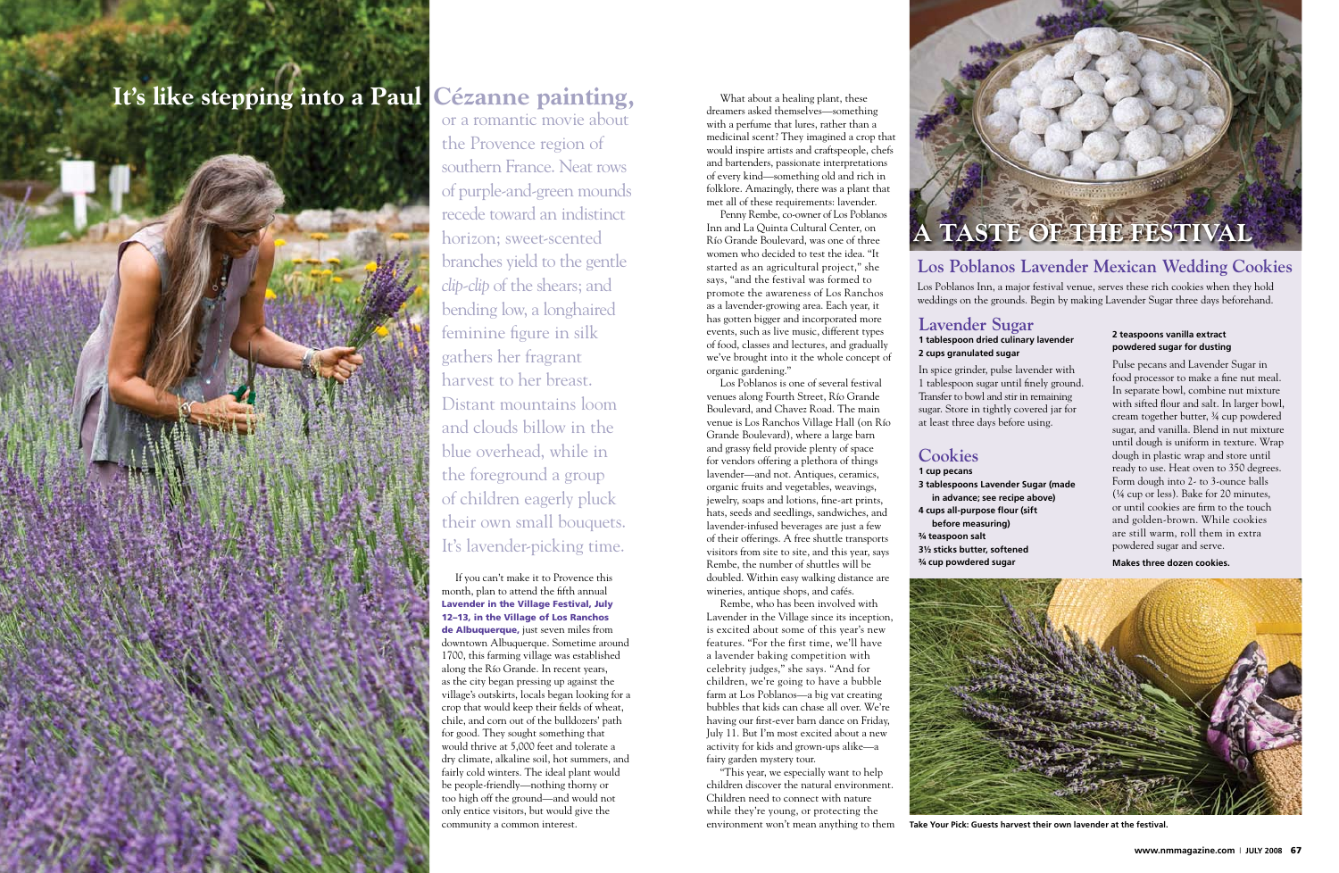# It's like stepping into a Paul Cézanne painting,

or a romantic movie about the Provence region of southern France. Neat rows of purple-and-green mounds recede toward an indistinct horizon; sweet-scented branches yield to the gentle *clip-clip* of the shears; and bending low, a longhaired feminine figure in silk gathers her fragrant harvest to her breast. Distant mountains loom and clouds billow in the blue overhead, while in the foreground a group of children eagerly pluck their own small bouquets. It's lavender-picking time.

If you can't make it to Provence this month, plan to attend the fifth annual **Lavender in the Village Festival, July 12–13, in the Village of Los Ranchos de Albuquerque,** just seven miles from downtown Albuquerque. Sometime around 1700, this farming village was established along the Río Grande. In recent years, as the city began pressing up against the village's outskirts, locals began looking for a crop that would keep their fields of wheat, chile, and corn out of the bulldozers' path for good. They sought something that would thrive at 5,000 feet and tolerate a dry climate, alkaline soil, hot summers, and fairly cold winters. The ideal plant would be people-friendly—nothing thorny or too high off the ground—and would not only entice visitors, but would give the community a common interest.

What about a healing plant, these dreamers asked themselves—something with a perfume that lures, rather than a medicinal scent? They imagined a crop that would inspire artists and craftspeople, chefs and bartenders, passionate interpretations of every kind—something old and rich in folklore. Amazingly, there was a plant that met all of these requirements: lavender.

Penny Rembe, co-owner of Los Poblanos Inn and La Quinta Cultural Center, on Río Grande Boulevard, was one of three women who decided to test the idea. "It started as an agricultural project," she says, "and the festival was formed to promote the awareness of Los Ranchos as a lavender-growing area. Each year, it has gotten bigger and incorporated more events, such as live music, different types of food, classes and lectures, and gradually we've brought into it the whole concept of organic gardening."

Los Poblanos is one of several festival venues along Fourth Street, Río Grande Boulevard, and Chavez Road. The main venue is Los Ranchos Village Hall (on Río Grande Boulevard), where a large barn and grassy field provide plenty of space for vendors offering a plethora of things lavender—and not. Antiques, ceramics, organic fruits and vegetables, weavings, jewelry, soaps and lotions, fine-art prints, hats, seeds and seedlings, sandwiches, and lavender-infused beverages are just a few of their offerings. A free shuttle transports visitors from site to site, and this year, says Rembe, the number of shuttles will be doubled. Within easy walking distance are wineries, antique shops, and cafés.

Rembe, who has been involved with Lavender in the Village since its inception, is excited about some of this year's new features. "For the first time, we'll have a lavender baking competition with celebrity judges," she says. "And for children, we're going to have a bubble farm at Los Poblanos—a big vat creating bubbles that kids can chase all over. We're having our first-ever barn dance on Friday, July 11. But I'm most excited about a new activity for kids and grown-ups alike—a fairy garden mystery tour.

"This year, we especially want to help children discover the natural environment. Children need to connect with nature while they're young, or protecting the environment won't mean anything to them

## A TASTE OF THE FESTIVAL

## Los Poblanos Lavender Mexican Wedding Cookies

Los Poblanos Inn, a major festival venue, serves these rich cookies when they hold weddings on the grounds. Begin by making Lavender Sugar three days beforehand.

### Lavender Sugar

**1 tablespoon dried culinary lavender**
**2 cups granulated sugar**

In spice grinder, pulse lavender with 1 tablespoon sugar until finely ground. Transfer to bowl and stir in remaining sugar. Store in tightly covered jar for at least three days before using.

### Cookies

**1 cup pecans**
**3 tablespoons Lavender Sugar (made in advance; see recipe above)**
**4 cups all-purpose flour (sift before measuring)**
**¾ teaspoon salt**
**3½ sticks butter, softened**
**¾ cup powdered sugar**
**2 teaspoons vanilla extract**
**powdered sugar for dusting**

Pulse pecans and Lavender Sugar in food processor to make a fine nut meal. In separate bowl, combine nut mixture with sifted flour and salt. In larger bowl, cream together butter, ¾ cup powdered sugar, and vanilla. Blend in nut mixture until dough is uniform in texture. Wrap dough in plastic wrap and store until ready to use. Heat oven to 350 degrees. Form dough into 2- to 3-ounce balls (¼ cup or less). Bake for 20 minutes, or until cookies are firm to the touch and golden-brown. While cookies are still warm, roll them in extra powdered sugar and serve.

**Makes three dozen cookies.**

**Take Your Pick: Guests harvest their own lavender at the festival.**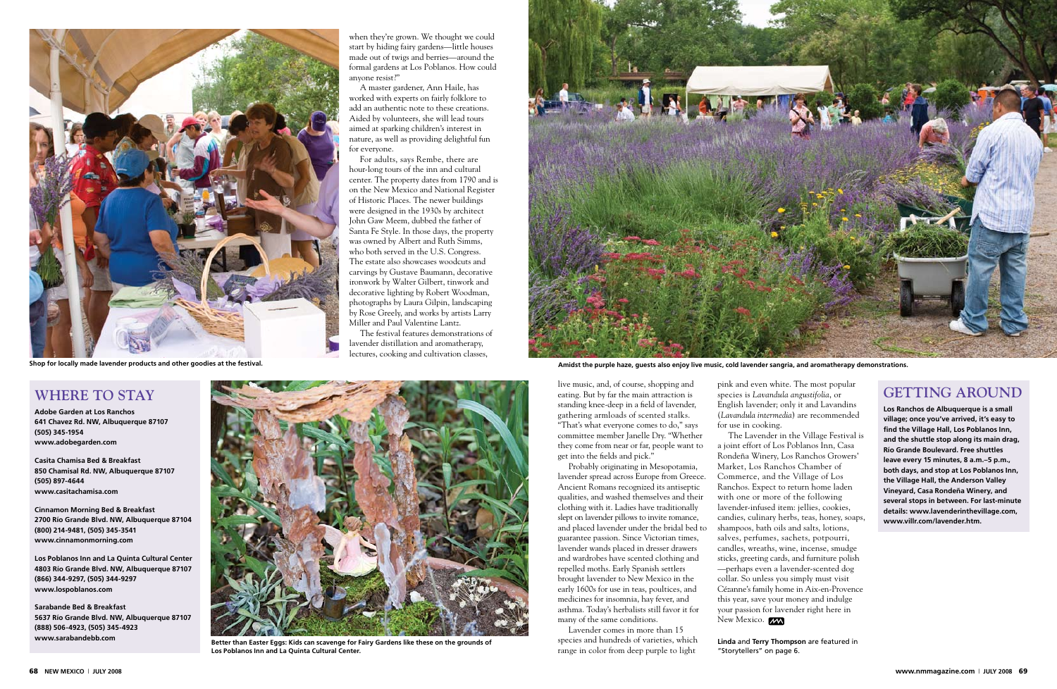when they're grown. We thought we could start by hiding fairy gardens—little houses made out of twigs and berries—around the formal gardens at Los Poblanos. How could anyone resist?"

A master gardener, Ann Haile, has worked with experts on fairly folklore to add an authentic note to these creations. Aided by volunteers, she will lead tours aimed at sparking children's interest in nature, as well as providing delightful fun for everyone.

For adults, says Rembe, there are hour-long tours of the inn and cultural center. The property dates from 1790 and is on the New Mexico and National Register of Historic Places. The newer buildings were designed in the 1930s by architect John Gaw Meem, dubbed the father of Santa Fe Style. In those days, the property was owned by Albert and Ruth Simms, who both served in the U.S. Congress. The estate also showcases woodcuts and carvings by Gustave Baumann, decorative ironwork by Walter Gilbert, tinwork and decorative lighting by Robert Woodman, photographs by Laura Gilpin, landscaping by Rose Greely, and works by artists Larry Miller and Paul Valentine Lantz.

The festival features demonstrations of lavender distillation and aromatherapy, lectures, cooking and cultivation classes, live music, and, of course, shopping and eating. But by far the main attraction is standing knee-deep in a field of lavender, gathering armloads of scented stalks. "That's what everyone comes to do," says committee member Janelle Dry. "Whether they come from near or far, people want to get into the fields and pick."

Probably originating in Mesopotamia, lavender spread across Europe from Greece. Ancient Romans recognized its antiseptic qualities, and washed themselves and their clothing with it. Ladies have traditionally slept on lavender pillows to invite romance, and placed lavender under the bridal bed to guarantee passion. Since Victorian times, lavender wands placed in dresser drawers and wardrobes have scented clothing and repelled moths. Early Spanish settlers brought lavender to New Mexico in the early 1600s for use in teas, poultices, and medicines for insomnia, hay fever, and asthma. Today's herbalists still favor it for many of the same conditions.

Lavender comes in more than 15 species and hundreds of varieties, which range in color from deep purple to light pink and even white. The most popular species is *Lavandula angustifolia*, or English lavender; only it and Lavandins (*Lavandula intermedia*) are recommended for use in cooking.

The Lavender in the Village Festival is a joint effort of Los Poblanos Inn, Casa Rondeña Winery, Los Ranchos Growers' Market, Los Ranchos Chamber of Commerce, and the Village of Los Ranchos. Expect to return home laden with one or more of the following lavender-infused item: jellies, cookies, candies, culinary herbs, teas, honey, soaps, shampoos, bath oils and salts, lotions, salves, perfumes, sachets, potpourri, candles, wreaths, wine, incense, smudge sticks, greeting cards, and furniture polish—perhaps even a lavender-scented dog collar. So unless you simply must visit Cézanne's family home in Aix-en-Provence this year, save your money and indulge your passion for lavender right here in New Mexico.

**Linda** and **Terry Thompson** are featured in "Storytellers" on page 6.

Shop for locally made lavender products and other goodies at the festival.

Amidst the purple haze, guests also enjoy live music, cold lavender sangria, and aromatherapy demonstrations.

Better than Easter Eggs: Kids can scavenge for Fairy Gardens like these on the grounds of Los Poblanos Inn and La Quinta Cultural Center.

## WHERE TO STAY

**Adobe Garden at Los Ranchos**
**641 Chavez Rd. NW, Albuquerque 87107**
**(505) 345-1954**
**www.adobegarden.com**

**Casita Chamisa Bed & Breakfast**
**850 Chamisal Rd. NW, Albuquerque 87107**
**(505) 897-4644**
**www.casitachamisa.com**

**Cinnamon Morning Bed & Breakfast**
**2700 Río Grande Blvd. NW, Albuquerque 87104**
**(800) 214-9481, (505) 345-3541**
**www.cinnamonmorning.com**

**Los Poblanos Inn and La Quinta Cultural Center**
**4803 Río Grande Blvd. NW, Albuquerque 87107**
**(866) 344-9297, (505) 344-9297**
**www.lospoblanos.com**

**Sarabande Bed & Breakfast**
**5637 Río Grande Blvd. NW, Albuquerque 87107**
**(888) 506-4923, (505) 345-4923**
**www.sarabandebb.com**

## GETTING AROUND

**Los Ranchos de Albuquerque is a small village; once you've arrived, it's easy to find the Village Hall, Los Poblanos Inn, and the shuttle stop along its main drag, Río Grande Boulevard. Free shuttles leave every 15 minutes, 8 a.m.–5 p.m., both days, and stop at Los Poblanos Inn, the Village Hall, the Anderson Valley Vineyard, Casa Rondeña Winery, and several stops in between. For last-minute details: www.lavenderinthevillage.com, www.villr.com/lavender.htm.**